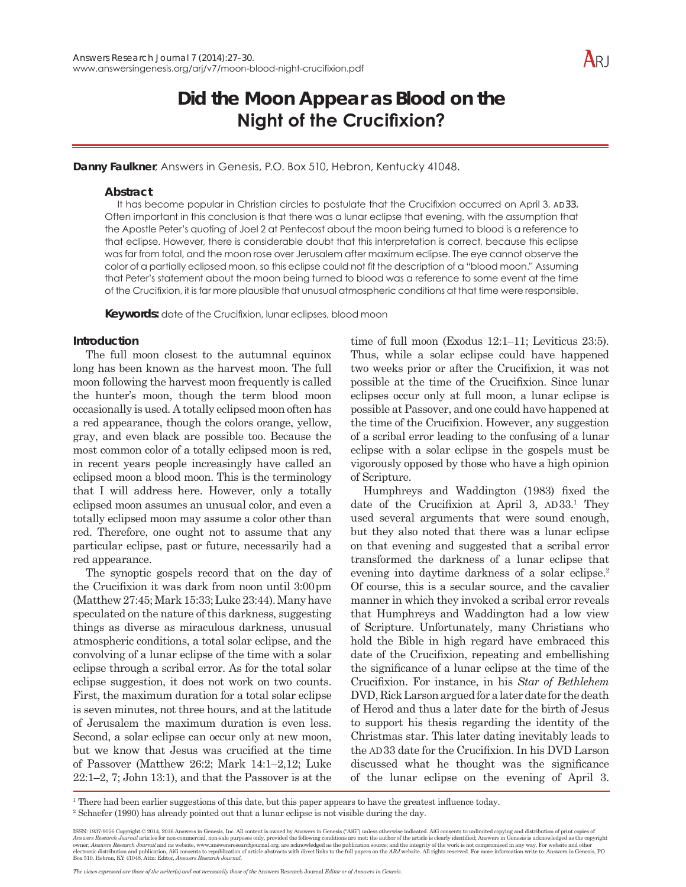# Did the Moon Appear as Blood on the Night of the Crucifixion?

**Danny Faulkner**, Answers in Genesis, P.O. Box 510, Hebron, Kentucky 41048.

## Abstract

It has become popular in Christian circles to postulate that the Crucifixion occurred on April 3, AD 33. Often important in this conclusion is that there was a lunar eclipse that evening, with the assumption that the Apostle Peter's quoting of Joel 2 at Pentecost about the moon being turned to blood is a reference to that eclipse. However, there is considerable doubt that this interpretation is correct, because this eclipse was far from total, and the moon rose over Jerusalem after maximum eclipse. The eye cannot observe the color of a partially eclipsed moon, so this eclipse could not fit the description of a "blood moon." Assuming that Peter's statement about the moon being turned to blood was a reference to some event at the time of the Crucifixion, it is far more plausible that unusual atmospheric conditions at that time were responsible.

**Keywords:** date of the Crucifixion, lunar eclipses, blood moon

## Introduction

The full moon closest to the autumnal equinox long has been known as the harvest moon. The full moon following the harvest moon frequently is called the hunter's moon, though the term blood moon occasionally is used. A totally eclipsed moon often has a red appearance, though the colors orange, yellow, gray, and even black are possible too. Because the most common color of a totally eclipsed moon is red, in recent years people increasingly have called an eclipsed moon a blood moon. This is the terminology that I will address here. However, only a totally eclipsed moon assumes an unusual color, and even a totally eclipsed moon may assume a color other than red. Therefore, one ought not to assume that any particular eclipse, past or future, necessarily had a red appearance.

The synoptic gospels record that on the day of the Crucifixion it was dark from noon until 3:00 pm (Matthew 27:45; Mark 15:33; Luke 23:44). Many have speculated on the nature of this darkness, suggesting things as diverse as miraculous darkness, unusual atmospheric conditions, a total solar eclipse, and the convolving of a lunar eclipse of the time with a solar eclipse through a scribal error. As for the total solar eclipse suggestion, it does not work on two counts. First, the maximum duration for a total solar eclipse is seven minutes, not three hours, and at the latitude of Jerusalem the maximum duration is even less. Second, a solar eclipse can occur only at new moon, but we know that Jesus was crucified at the time of Passover (Matthew 26:2; Mark 14:1–2,12; Luke 22:1–2, 7; John 13:1), and that the Passover is at the time of full moon (Exodus 12:1–11; Leviticus 23:5). Thus, while a solar eclipse could have happened two weeks prior or after the Crucifixion, it was not possible at the time of the Crucifixion. Since lunar eclipses occur only at full moon, a lunar eclipse is possible at Passover, and one could have happened at the time of the Crucifixion. However, any suggestion of a scribal error leading to the confusing of a lunar eclipse with a solar eclipse in the gospels must be vigorously opposed by those who have a high opinion of Scripture.

Humphreys and Waddington (1983) fixed the date of the Crucifixion at April 3, AD 33.[1] They used several arguments that were sound enough, but they also noted that there was a lunar eclipse on that evening and suggested that a scribal error transformed the darkness of a lunar eclipse that evening into daytime darkness of a solar eclipse.[2] Of course, this is a secular source, and the cavalier manner in which they invoked a scribal error reveals that Humphreys and Waddington had a low view of Scripture. Unfortunately, many Christians who hold the Bible in high regard have embraced this date of the Crucifixion, repeating and embellishing the significance of a lunar eclipse at the time of the Crucifixion. For instance, in his *Star of Bethlehem* DVD, Rick Larson argued for a later date for the death of Herod and thus a later date for the birth of Jesus to support his thesis regarding the identity of the Christmas star. This later dating inevitably leads to the AD 33 date for the Crucifixion. In his DVD Larson discussed what he thought was the significance of the lunar eclipse on the evening of April 3.

[1] There had been earlier suggestions of this date, but this paper appears to have the greatest influence today.

[2] Schaefer (1990) has already pointed out that a lunar eclipse is not visible during the day.

ISSN: 1937-9056 Copyright © 2014, 2016 Answers in Genesis, Inc. All content is owned by Answers in Genesis ("AiG") unless otherwise indicated. AiG consents to unlimited copying and distribution of print copies of *Answers Research Journal* articles for non-commercial, non-sale purposes only, provided the following conditions are met: the author of the article is clearly identified; Answers in Genesis is acknowledged as the copyright owner; *Answers Research Journal* and its website, www.answersresearchjournal.org, are acknowledged as the publication source; and the integrity of the work is not compromised in any way. For website and other electronic distribution and publication, AiG consents to republication of article abstracts with direct links to the full papers on the *ARJ* website. All rights reserved. For more information write to: Answers in Genesis, PO Box 510, Hebron, KY 41048, Attn: Editor, *Answers Research Journal*.

*The views expressed are those of the writer(s) and not necessarily those of the* Answers Research Journal *Editor or of Answers in Genesis.*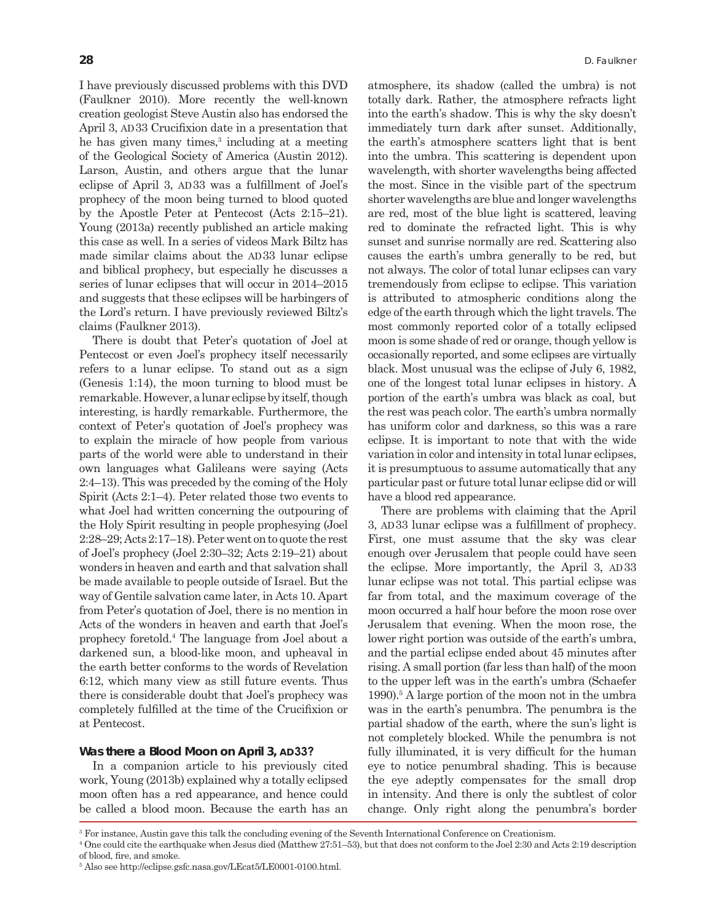I have previously discussed problems with this DVD (Faulkner 2010). More recently the well-known creation geologist Steve Austin also has endorsed the April 3, AD 33 Crucifixion date in a presentation that he has given many times,[3] including at a meeting of the Geological Society of America (Austin 2012). Larson, Austin, and others argue that the lunar eclipse of April 3, AD 33 was a fulfillment of Joel's prophecy of the moon being turned to blood quoted by the Apostle Peter at Pentecost (Acts 2:15–21). Young (2013a) recently published an article making this case as well. In a series of videos Mark Biltz has made similar claims about the AD 33 lunar eclipse and biblical prophecy, but especially he discusses a series of lunar eclipses that will occur in 2014–2015 and suggests that these eclipses will be harbingers of the Lord's return. I have previously reviewed Biltz's claims (Faulkner 2013).

There is doubt that Peter's quotation of Joel at Pentecost or even Joel's prophecy itself necessarily refers to a lunar eclipse. To stand out as a sign (Genesis 1:14), the moon turning to blood must be remarkable. However, a lunar eclipse by itself, though interesting, is hardly remarkable. Furthermore, the context of Peter's quotation of Joel's prophecy was to explain the miracle of how people from various parts of the world were able to understand in their own languages what Galileans were saying (Acts 2:4–13). This was preceded by the coming of the Holy Spirit (Acts 2:1–4). Peter related those two events to what Joel had written concerning the outpouring of the Holy Spirit resulting in people prophesying (Joel 2:28–29; Acts 2:17–18). Peter went on to quote the rest of Joel's prophecy (Joel 2:30–32; Acts 2:19–21) about wonders in heaven and earth and that salvation shall be made available to people outside of Israel. But the way of Gentile salvation came later, in Acts 10. Apart from Peter's quotation of Joel, there is no mention in Acts of the wonders in heaven and earth that Joel's prophecy foretold.[4] The language from Joel about a darkened sun, a blood-like moon, and upheaval in the earth better conforms to the words of Revelation 6:12, which many view as still future events. Thus there is considerable doubt that Joel's prophecy was completely fulfilled at the time of the Crucifixion or at Pentecost.

### Was there a Blood Moon on April 3, AD 33?

In a companion article to his previously cited work, Young (2013b) explained why a totally eclipsed moon often has a red appearance, and hence could be called a blood moon. Because the earth has an atmosphere, its shadow (called the umbra) is not totally dark. Rather, the atmosphere refracts light into the earth's shadow. This is why the sky doesn't immediately turn dark after sunset. Additionally, the earth's atmosphere scatters light that is bent into the umbra. This scattering is dependent upon wavelength, with shorter wavelengths being affected the most. Since in the visible part of the spectrum shorter wavelengths are blue and longer wavelengths are red, most of the blue light is scattered, leaving red to dominate the refracted light. This is why sunset and sunrise normally are red. Scattering also causes the earth's umbra generally to be red, but not always. The color of total lunar eclipses can vary tremendously from eclipse to eclipse. This variation is attributed to atmospheric conditions along the edge of the earth through which the light travels. The most commonly reported color of a totally eclipsed moon is some shade of red or orange, though yellow is occasionally reported, and some eclipses are virtually black. Most unusual was the eclipse of July 6, 1982, one of the longest total lunar eclipses in history. A portion of the earth's umbra was black as coal, but the rest was peach color. The earth's umbra normally has uniform color and darkness, so this was a rare eclipse. It is important to note that with the wide variation in color and intensity in total lunar eclipses, it is presumptuous to assume automatically that any particular past or future total lunar eclipse did or will have a blood red appearance.

There are problems with claiming that the April 3, AD 33 lunar eclipse was a fulfillment of prophecy. First, one must assume that the sky was clear enough over Jerusalem that people could have seen the eclipse. More importantly, the April 3, AD 33 lunar eclipse was not total. This partial eclipse was far from total, and the maximum coverage of the moon occurred a half hour before the moon rose over Jerusalem that evening. When the moon rose, the lower right portion was outside of the earth's umbra, and the partial eclipse ended about 45 minutes after rising. A small portion (far less than half) of the moon to the upper left was in the earth's umbra (Schaefer 1990).[5] A large portion of the moon not in the umbra was in the earth's penumbra. The penumbra is the partial shadow of the earth, where the sun's light is not completely blocked. While the penumbra is not fully illuminated, it is very difficult for the human eye to notice penumbral shading. This is because the eye adeptly compensates for the small drop in intensity. And there is only the subtlest of color change. Only right along the penumbra's border

[3] For instance, Austin gave this talk the concluding evening of the Seventh International Conference on Creationism.

[4] One could cite the earthquake when Jesus died (Matthew 27:51–53), but that does not conform to the Joel 2:30 and Acts 2:19 description of blood, fire, and smoke.

[5] Also see http://eclipse.gsfc.nasa.gov/LEcat5/LE0001-0100.html.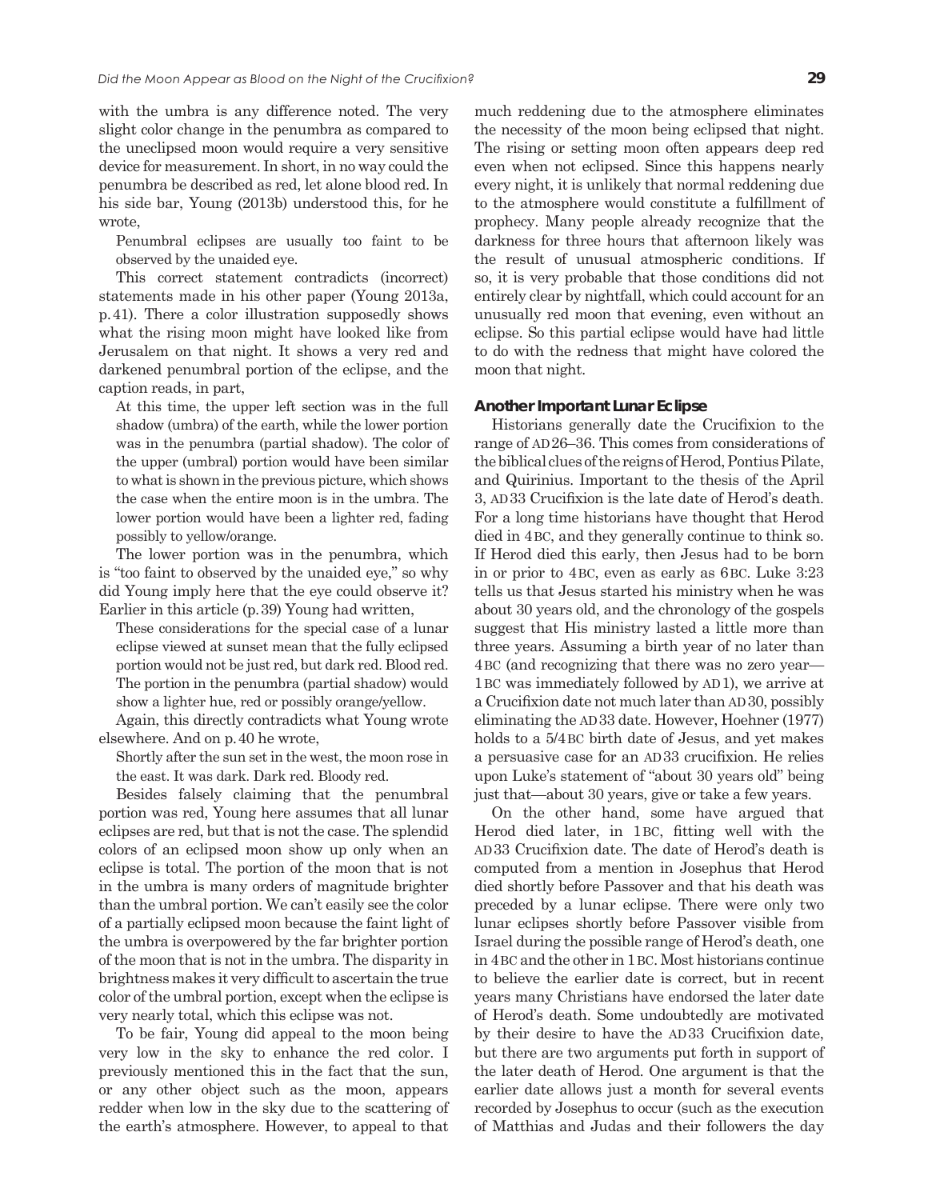with the umbra is any difference noted. The very slight color change in the penumbra as compared to the uneclipsed moon would require a very sensitive device for measurement. In short, in no way could the penumbra be described as red, let alone blood red. In his side bar, Young (2013b) understood this, for he wrote,

> Penumbral eclipses are usually too faint to be observed by the unaided eye.

This correct statement contradicts (incorrect) statements made in his other paper (Young 2013a, p. 41). There a color illustration supposedly shows what the rising moon might have looked like from Jerusalem on that night. It shows a very red and darkened penumbral portion of the eclipse, and the caption reads, in part,

> At this time, the upper left section was in the full shadow (umbra) of the earth, while the lower portion was in the penumbra (partial shadow). The color of the upper (umbral) portion would have been similar to what is shown in the previous picture, which shows the case when the entire moon is in the umbra. The lower portion would have been a lighter red, fading possibly to yellow/orange.

The lower portion was in the penumbra, which is "too faint to observed by the unaided eye," so why did Young imply here that the eye could observe it? Earlier in this article (p. 39) Young had written,

> These considerations for the special case of a lunar eclipse viewed at sunset mean that the fully eclipsed portion would not be just red, but dark red. Blood red. The portion in the penumbra (partial shadow) would show a lighter hue, red or possibly orange/yellow.

Again, this directly contradicts what Young wrote elsewhere. And on p. 40 he wrote,

> Shortly after the sun set in the west, the moon rose in the east. It was dark. Dark red. Bloody red.

Besides falsely claiming that the penumbral portion was red, Young here assumes that all lunar eclipses are red, but that is not the case. The splendid colors of an eclipsed moon show up only when an eclipse is total. The portion of the moon that is not in the umbra is many orders of magnitude brighter than the umbral portion. We can't easily see the color of a partially eclipsed moon because the faint light of the umbra is overpowered by the far brighter portion of the moon that is not in the umbra. The disparity in brightness makes it very difficult to ascertain the true color of the umbral portion, except when the eclipse is very nearly total, which this eclipse was not.

To be fair, Young did appeal to the moon being very low in the sky to enhance the red color. I previously mentioned this in the fact that the sun, or any other object such as the moon, appears redder when low in the sky due to the scattering of the earth's atmosphere. However, to appeal to that much reddening due to the atmosphere eliminates the necessity of the moon being eclipsed that night. The rising or setting moon often appears deep red even when not eclipsed. Since this happens nearly every night, it is unlikely that normal reddening due to the atmosphere would constitute a fulfillment of prophecy. Many people already recognize that the darkness for three hours that afternoon likely was the result of unusual atmospheric conditions. If so, it is very probable that those conditions did not entirely clear by nightfall, which could account for an unusually red moon that evening, even without an eclipse. So this partial eclipse would have had little to do with the redness that might have colored the moon that night.

### Another Important Lunar Eclipse

Historians generally date the Crucifixion to the range of AD 26–36. This comes from considerations of the biblical clues of the reigns of Herod, Pontius Pilate, and Quirinius. Important to the thesis of the April 3, AD 33 Crucifixion is the late date of Herod's death. For a long time historians have thought that Herod died in 4 BC, and they generally continue to think so. If Herod died this early, then Jesus had to be born in or prior to 4 BC, even as early as 6 BC. Luke 3:23 tells us that Jesus started his ministry when he was about 30 years old, and the chronology of the gospels suggest that His ministry lasted a little more than three years. Assuming a birth year of no later than 4 BC (and recognizing that there was no zero year—1 BC was immediately followed by AD 1), we arrive at a Crucifixion date not much later than AD 30, possibly eliminating the AD 33 date. However, Hoehner (1977) holds to a 5/4 BC birth date of Jesus, and yet makes a persuasive case for an AD 33 crucifixion. He relies upon Luke's statement of "about 30 years old" being just that—about 30 years, give or take a few years.

On the other hand, some have argued that Herod died later, in 1 BC, fitting well with the AD 33 Crucifixion date. The date of Herod's death is computed from a mention in Josephus that Herod died shortly before Passover and that his death was preceded by a lunar eclipse. There were only two lunar eclipses shortly before Passover visible from Israel during the possible range of Herod's death, one in 4 BC and the other in 1 BC. Most historians continue to believe the earlier date is correct, but in recent years many Christians have endorsed the later date of Herod's death. Some undoubtedly are motivated by their desire to have the AD 33 Crucifixion date, but there are two arguments put forth in support of the later death of Herod. One argument is that the earlier date allows just a month for several events recorded by Josephus to occur (such as the execution of Matthias and Judas and their followers the day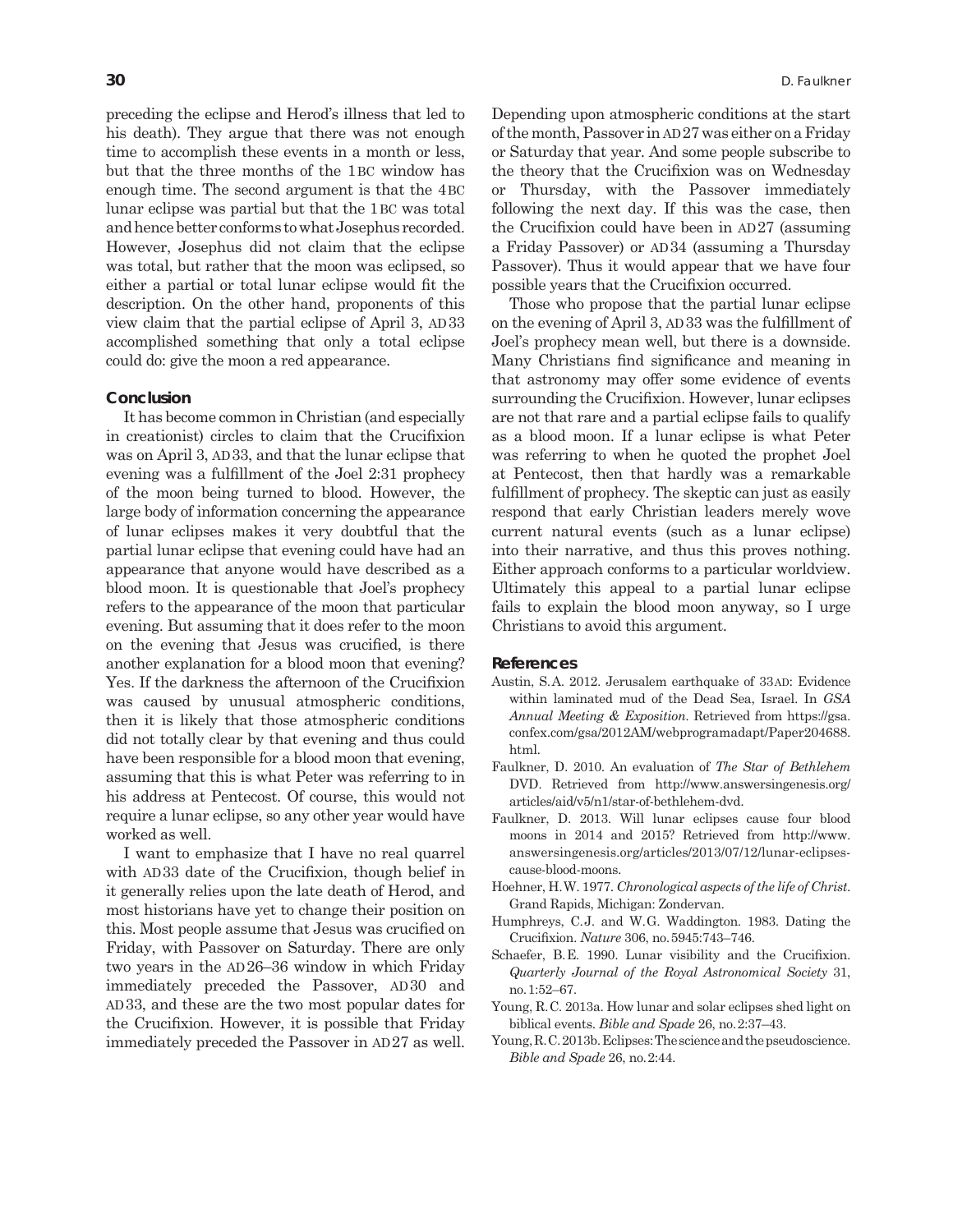preceding the eclipse and Herod's illness that led to his death). They argue that there was not enough time to accomplish these events in a month or less, but that the three months of the 1 BC window has enough time. The second argument is that the 4 BC lunar eclipse was partial but that the 1 BC was total and hence better conforms to what Josephus recorded. However, Josephus did not claim that the eclipse was total, but rather that the moon was eclipsed, so either a partial or total lunar eclipse would fit the description. On the other hand, proponents of this view claim that the partial eclipse of April 3, AD 33 accomplished something that only a total eclipse could do: give the moon a red appearance.

## Conclusion

It has become common in Christian (and especially in creationist) circles to claim that the Crucifixion was on April 3, AD 33, and that the lunar eclipse that evening was a fulfillment of the Joel 2:31 prophecy of the moon being turned to blood. However, the large body of information concerning the appearance of lunar eclipses makes it very doubtful that the partial lunar eclipse that evening could have had an appearance that anyone would have described as a blood moon. It is questionable that Joel's prophecy refers to the appearance of the moon that particular evening. But assuming that it does refer to the moon on the evening that Jesus was crucified, is there another explanation for a blood moon that evening? Yes. If the darkness the afternoon of the Crucifixion was caused by unusual atmospheric conditions, then it is likely that those atmospheric conditions did not totally clear by that evening and thus could have been responsible for a blood moon that evening, assuming that this is what Peter was referring to in his address at Pentecost. Of course, this would not require a lunar eclipse, so any other year would have worked as well.

I want to emphasize that I have no real quarrel with AD 33 date of the Crucifixion, though belief in it generally relies upon the late death of Herod, and most historians have yet to change their position on this. Most people assume that Jesus was crucified on Friday, with Passover on Saturday. There are only two years in the AD 26–36 window in which Friday immediately preceded the Passover, AD 30 and AD 33, and these are the two most popular dates for the Crucifixion. However, it is possible that Friday immediately preceded the Passover in AD 27 as well. Depending upon atmospheric conditions at the start of the month, Passover in AD 27 was either on a Friday or Saturday that year. And some people subscribe to the theory that the Crucifixion was on Wednesday or Thursday, with the Passover immediately following the next day. If this was the case, then the Crucifixion could have been in AD 27 (assuming a Friday Passover) or AD 34 (assuming a Thursday Passover). Thus it would appear that we have four possible years that the Crucifixion occurred.

Those who propose that the partial lunar eclipse on the evening of April 3, AD 33 was the fulfillment of Joel's prophecy mean well, but there is a downside. Many Christians find significance and meaning in that astronomy may offer some evidence of events surrounding the Crucifixion. However, lunar eclipses are not that rare and a partial eclipse fails to qualify as a blood moon. If a lunar eclipse is what Peter was referring to when he quoted the prophet Joel at Pentecost, then that hardly was a remarkable fulfillment of prophecy. The skeptic can just as easily respond that early Christian leaders merely wove current natural events (such as a lunar eclipse) into their narrative, and thus this proves nothing. Either approach conforms to a particular worldview. Ultimately this appeal to a partial lunar eclipse fails to explain the blood moon anyway, so I urge Christians to avoid this argument.

## References

Austin, S.A. 2012. Jerusalem earthquake of 33 AD: Evidence within laminated mud of the Dead Sea, Israel. In *GSA Annual Meeting & Exposition*. Retrieved from https://gsa.confex.com/gsa/2012AM/webprogramadapt/Paper204688.html.

Faulkner, D. 2010. An evaluation of *The Star of Bethlehem* DVD. Retrieved from http://www.answersingenesis.org/articles/aid/v5/n1/star-of-bethlehem-dvd.

Faulkner, D. 2013. Will lunar eclipses cause four blood moons in 2014 and 2015? Retrieved from http://www.answersingenesis.org/articles/2013/07/12/lunar-eclipses-cause-blood-moons.

Hoehner, H.W. 1977. *Chronological aspects of the life of Christ*. Grand Rapids, Michigan: Zondervan.

Humphreys, C.J. and W.G. Waddington. 1983. Dating the Crucifixion. *Nature* 306, no. 5945:743–746.

Schaefer, B.E. 1990. Lunar visibility and the Crucifixion. *Quarterly Journal of the Royal Astronomical Society* 31, no. 1:52–67.

Young, R.C. 2013a. How lunar and solar eclipses shed light on biblical events. *Bible and Spade* 26, no. 2:37–43.

Young, R.C. 2013b. Eclipses: The science and the pseudoscience. *Bible and Spade* 26, no. 2:44.